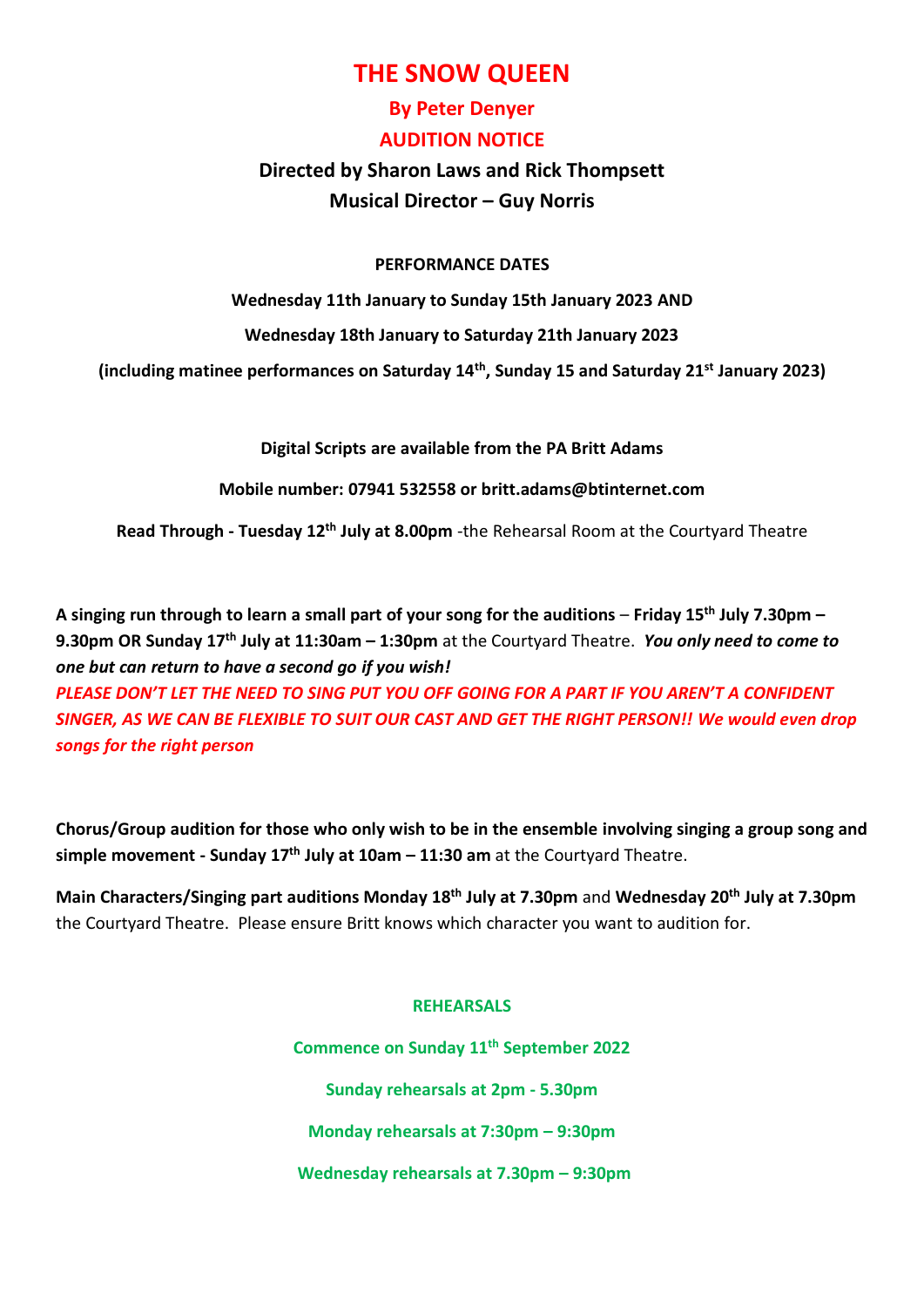# THE SNOW QUEEN

## By Peter Denyer

## AUDITION NOTICE

### Directed by Sharon Laws and Rick Thompsett

### Musical Director – Guy Norris

**PERFORMANCE DATES**

**Wednesday 11th January to Sunday 15th January 2023 AND**

**Wednesday 18th January to Saturday 21th January 2023**

**(including matinee performances on Saturday 14th, Sunday 15 and Saturday 21st January 2023)**

**Digital Scripts are available from the PA Britt Adams**

**Mobile number: 07941 532558 or britt.adams@btinternet.com**

**Read Through - Tuesday 12th July at 8.00pm** -the Rehearsal Room at the Courtyard Theatre

**A singing run through to learn a small part of your song for the auditions** – **Friday 15th July 7.30pm – 9.30pm OR Sunday 17th July at 11:30am – 1:30pm** at the Courtyard Theatre. ***You only need to come to one but can return to have a second go if you wish!***
***PLEASE DON'T LET THE NEED TO SING PUT YOU OFF GOING FOR A PART IF YOU AREN'T A CONFIDENT SINGER, AS WE CAN BE FLEXIBLE TO SUIT OUR CAST AND GET THE RIGHT PERSON!! We would even drop songs for the right person***

**Chorus/Group audition for those who only wish to be in the ensemble involving singing a group song and simple movement - Sunday 17th July at 10am – 11:30 am** at the Courtyard Theatre.

**Main Characters/Singing part auditions Monday 18th July at 7.30pm** and **Wednesday 20th July at 7.30pm** the Courtyard Theatre. Please ensure Britt knows which character you want to audition for.

**REHEARSALS**

**Commence on Sunday 11th September 2022**

**Sunday rehearsals at 2pm - 5.30pm**

**Monday rehearsals at 7:30pm – 9:30pm**

**Wednesday rehearsals at 7.30pm – 9:30pm**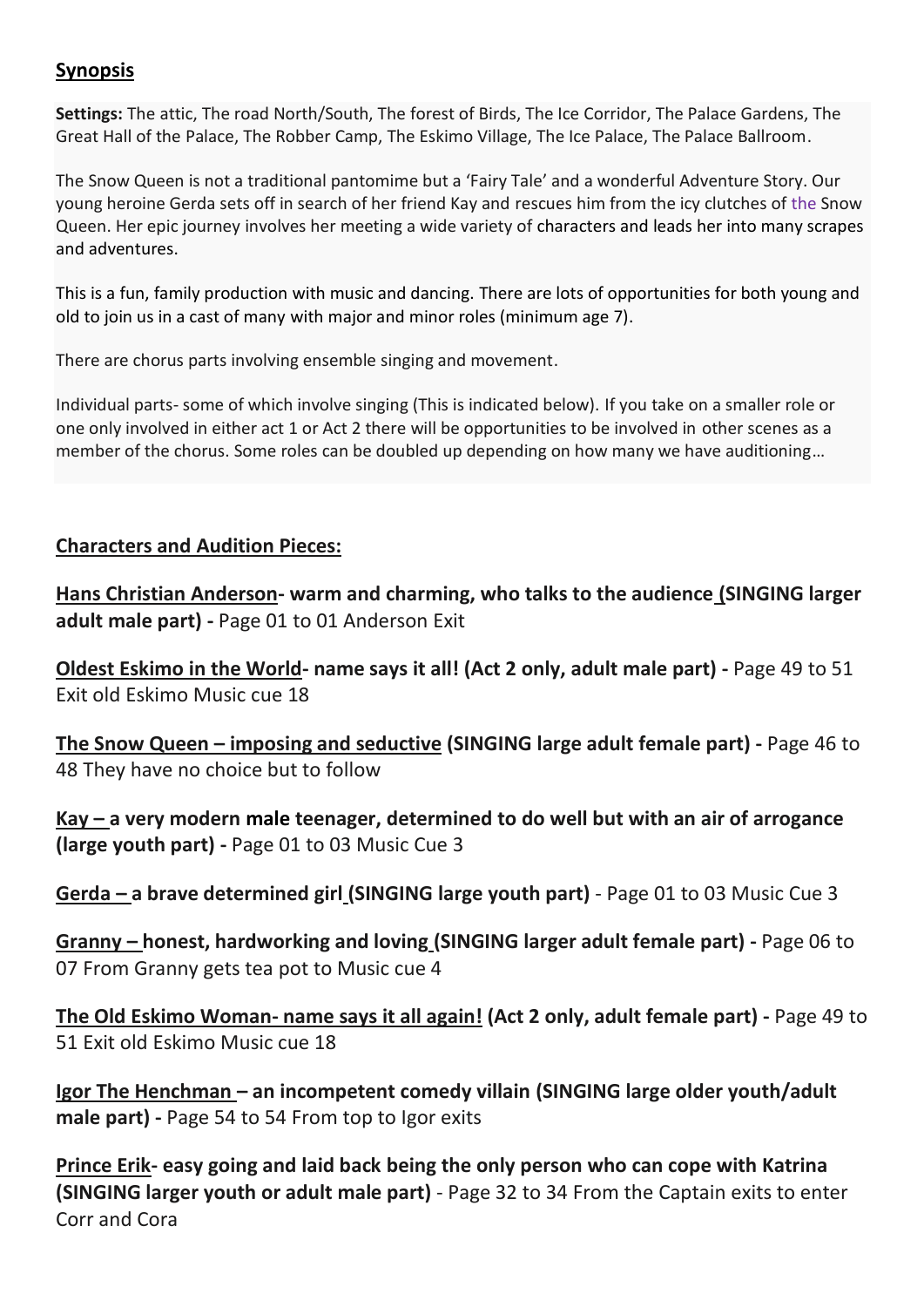## Synopsis

**Settings:** The attic, The road North/South, The forest of Birds, The Ice Corridor, The Palace Gardens, The Great Hall of the Palace, The Robber Camp, The Eskimo Village, The Ice Palace, The Palace Ballroom.

The Snow Queen is not a traditional pantomime but a 'Fairy Tale' and a wonderful Adventure Story. Our young heroine Gerda sets off in search of her friend Kay and rescues him from the icy clutches of the Snow Queen. Her epic journey involves her meeting a wide variety of characters and leads her into many scrapes and adventures.

This is a fun, family production with music and dancing. There are lots of opportunities for both young and old to join us in a cast of many with major and minor roles (minimum age 7).

There are chorus parts involving ensemble singing and movement.

Individual parts- some of which involve singing (This is indicated below). If you take on a smaller role or one only involved in either act 1 or Act 2 there will be opportunities to be involved in other scenes as a member of the chorus. Some roles can be doubled up depending on how many we have auditioning…

## Characters and Audition Pieces:

**Hans Christian Anderson- warm and charming, who talks to the audience (SINGING larger adult male part) -** Page 01 to 01 Anderson Exit

**Oldest Eskimo in the World- name says it all! (Act 2 only, adult male part) -** Page 49 to 51 Exit old Eskimo Music cue 18

**The Snow Queen – imposing and seductive (SINGING large adult female part) -** Page 46 to 48 They have no choice but to follow

**Kay – a very modern male teenager, determined to do well but with an air of arrogance (large youth part) -** Page 01 to 03 Music Cue 3

**Gerda – a brave determined girl (SINGING large youth part)** - Page 01 to 03 Music Cue 3

**Granny – honest, hardworking and loving (SINGING larger adult female part) -** Page 06 to 07 From Granny gets tea pot to Music cue 4

**The Old Eskimo Woman- name says it all again! (Act 2 only, adult female part) -** Page 49 to 51 Exit old Eskimo Music cue 18

**Igor The Henchman – an incompetent comedy villain (SINGING large older youth/adult male part) -** Page 54 to 54 From top to Igor exits

**Prince Erik- easy going and laid back being the only person who can cope with Katrina (SINGING larger youth or adult male part)** - Page 32 to 34 From the Captain exits to enter Corr and Cora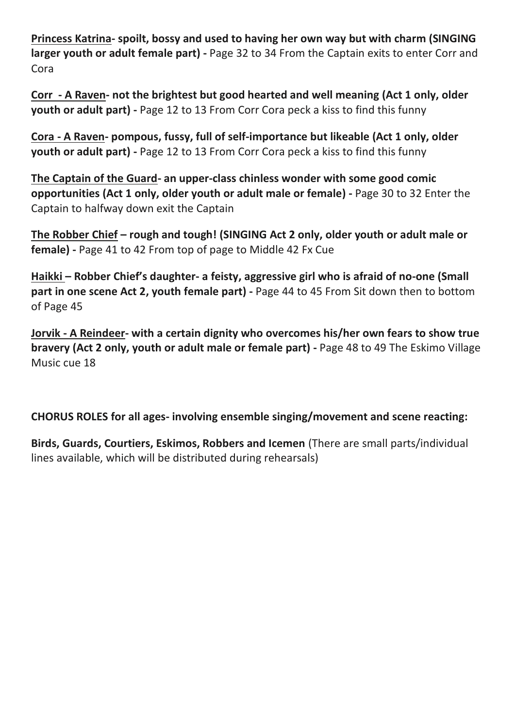<u>**Princess Katrina**</u>**- spoilt, bossy and used to having her own way but with charm (SINGING larger youth or adult female part) -** Page 32 to 34 From the Captain exits to enter Corr and Cora

<u>**Corr - A Raven**</u>**- not the brightest but good hearted and well meaning (Act 1 only, older youth or adult part) -** Page 12 to 13 From Corr Cora peck a kiss to find this funny

<u>**Cora - A Raven**</u>**- pompous, fussy, full of self-importance but likeable (Act 1 only, older youth or adult part) -** Page 12 to 13 From Corr Cora peck a kiss to find this funny

<u>**The Captain of the Guard**</u>**- an upper-class chinless wonder with some good comic opportunities (Act 1 only, older youth or adult male or female) -** Page 30 to 32 Enter the Captain to halfway down exit the Captain

<u>**The Robber Chief**</u> **– rough and tough! (SINGING Act 2 only, older youth or adult male or female) -** Page 41 to 42 From top of page to Middle 42 Fx Cue

<u>**Haikki**</u> **– Robber Chief's daughter- a feisty, aggressive girl who is afraid of no-one (Small part in one scene Act 2, youth female part) -** Page 44 to 45 From Sit down then to bottom of Page 45

<u>**Jorvik - A Reindeer**</u>**- with a certain dignity who overcomes his/her own fears to show true bravery (Act 2 only, youth or adult male or female part) -** Page 48 to 49 The Eskimo Village Music cue 18

**CHORUS ROLES for all ages- involving ensemble singing/movement and scene reacting:**

**Birds, Guards, Courtiers, Eskimos, Robbers and Icemen** (There are small parts/individual lines available, which will be distributed during rehearsals)